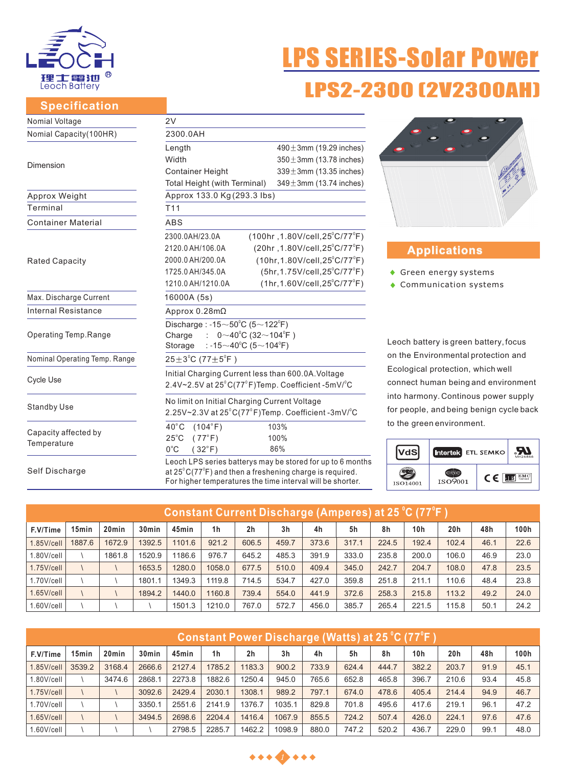# LPS SERIES-Solar Power

## LPS2-2300 (2V2300AH)

## Specification

| | | |
|---|---|---|
| Nomial Voltage | 2V | |
| Nomial Capacity(100HR) | 2300.0AH | |
| Dimension | Length | 490±3mm (19.29 inches) |
| | Width | 350±3mm (13.78 inches) |
| | Container Height | 339±3mm (13.35 inches) |
| | Total Height (with Terminal) | 349±3mm (13.74 inches) |
| Approx Weight | Approx 133.0 Kg(293.3 lbs) | |
| Terminal | T11 | |
| Container Material | ABS | |
| Rated Capacity | 2300.0AH/23.0A | (100hr ,1.80V/cell,25°C/77°F) |
| | 2120.0 AH/106.0A | (20hr ,1.80V/cell,25°C/77°F) |
| | 2000.0 AH/200.0A | (10hr,1.80V/cell,25°C/77°F) |
| | 1725.0 AH/345.0A | (5hr,1.75V/cell,25°C/77°F) |
| | 1210.0 AH/1210.0A | (1hr,1.60V/cell,25°C/77°F) |
| Max. Discharge Current | 16000A (5s) | |
| Internal Resistance | Approx 0.28mΩ | |
| Operating Temp.Range | Discharge : -15～50°C (5～122°F) | |
| | Charge : 0～40°C (32～104°F ) | |
| | Storage : -15～40°C (5～104°F) | |
| Nominal Operating Temp. Range | 25±3°C (77±5°F ) | |
| Cycle Use | Initial Charging Current less than 600.0A.Voltage 2.4V~2.5V at 25°C(77°F)Temp. Coefficient -5mV/°C | |
| Standby Use | No limit on Initial Charging Current Voltage 2.25V~2.3V at 25°C(77°F)Temp. Coefficient -3mV/°C | |
| Capacity affected by Temperature | 40°C (104°F) | 103% |
| | 25°C (77°F) | 100% |
| | 0°C (32°F) | 86% |
| Self Discharge | Leoch LPS series batterys may be stored for up to 6 months at 25°C(77°F) and then a freshening charge is required. For higher temperatures the time interval will be shorter. | |

## Applications

- Green energy systems
- Communication systems

Leoch battery is green battery, focus on the Environmental protection and Ecological protection, which well connect human being and environment into harmony. Continous power supply for people, and being benign cycle back to the green environment.

VdS | Intertek ETL SEMKO | UL | ISO14001 | ISO9001 | CE | EMC

## Constant Current Discharge (Amperes) at 25°C (77°F )

| F.V/Time | 15min | 20min | 30min | 45min | 1h | 2h | 3h | 4h | 5h | 8h | 10h | 20h | 48h | 100h |
|---|---|---|---|---|---|---|---|---|---|---|---|---|---|---|
| 1.85V/cell | 1887.6 | 1672.9 | 1392.5 | 1101.6 | 921.2 | 606.5 | 459.7 | 373.6 | 317.1 | 224.5 | 192.4 | 102.4 | 46.1 | 22.6 |
| 1.80V/cell | \ | 1861.8 | 1520.9 | 1186.6 | 976.7 | 645.2 | 485.3 | 391.9 | 333.0 | 235.8 | 200.0 | 106.0 | 46.9 | 23.0 |
| 1.75V/cell | \ | \ | 1653.5 | 1280.0 | 1058.0 | 677.5 | 510.0 | 409.4 | 345.0 | 242.7 | 204.7 | 108.0 | 47.8 | 23.5 |
| 1.70V/cell | \ | \ | 1801.1 | 1349.3 | 1119.8 | 714.5 | 534.7 | 427.0 | 359.8 | 251.8 | 211.1 | 110.6 | 48.4 | 23.8 |
| 1.65V/cell | \ | \ | 1894.2 | 1440.0 | 1160.8 | 739.4 | 554.0 | 441.9 | 372.6 | 258.3 | 215.8 | 113.2 | 49.2 | 24.0 |
| 1.60V/cell | \ | \ | \ | 1501.3 | 1210.0 | 767.0 | 572.7 | 456.0 | 385.7 | 265.4 | 221.5 | 115.8 | 50.1 | 24.2 |

## Constant Power Discharge (Watts) at 25°C (77°F )

| F.V/Time | 15min | 20min | 30min | 45min | 1h | 2h | 3h | 4h | 5h | 8h | 10h | 20h | 48h | 100h |
|---|---|---|---|---|---|---|---|---|---|---|---|---|---|---|
| 1.85V/cell | 3539.2 | 3168.4 | 2666.6 | 2127.4 | 1785.2 | 1183.3 | 900.2 | 733.9 | 624.4 | 444.7 | 382.2 | 203.7 | 91.9 | 45.1 |
| 1.80V/cell | \ | 3474.6 | 2868.1 | 2273.8 | 1882.6 | 1250.4 | 945.0 | 765.6 | 652.8 | 465.8 | 396.7 | 210.6 | 93.4 | 45.8 |
| 1.75V/cell | \ | \ | 3092.6 | 2429.4 | 2030.1 | 1308.1 | 989.2 | 797.1 | 674.0 | 478.6 | 405.4 | 214.4 | 94.9 | 46.7 |
| 1.70V/cell | \ | \ | 3350.1 | 2551.6 | 2141.9 | 1376.7 | 1035.1 | 829.8 | 701.8 | 495.6 | 417.6 | 219.1 | 96.1 | 47.2 |
| 1.65V/cell | \ | \ | 3494.5 | 2698.6 | 2204.4 | 1416.4 | 1067.9 | 855.5 | 724.2 | 507.4 | 426.0 | 224.1 | 97.6 | 47.6 |
| 1.60V/cell | \ | \ | \ | 2798.5 | 2285.7 | 1462.2 | 1098.9 | 880.0 | 747.2 | 520.2 | 436.7 | 229.0 | 99.1 | 48.0 |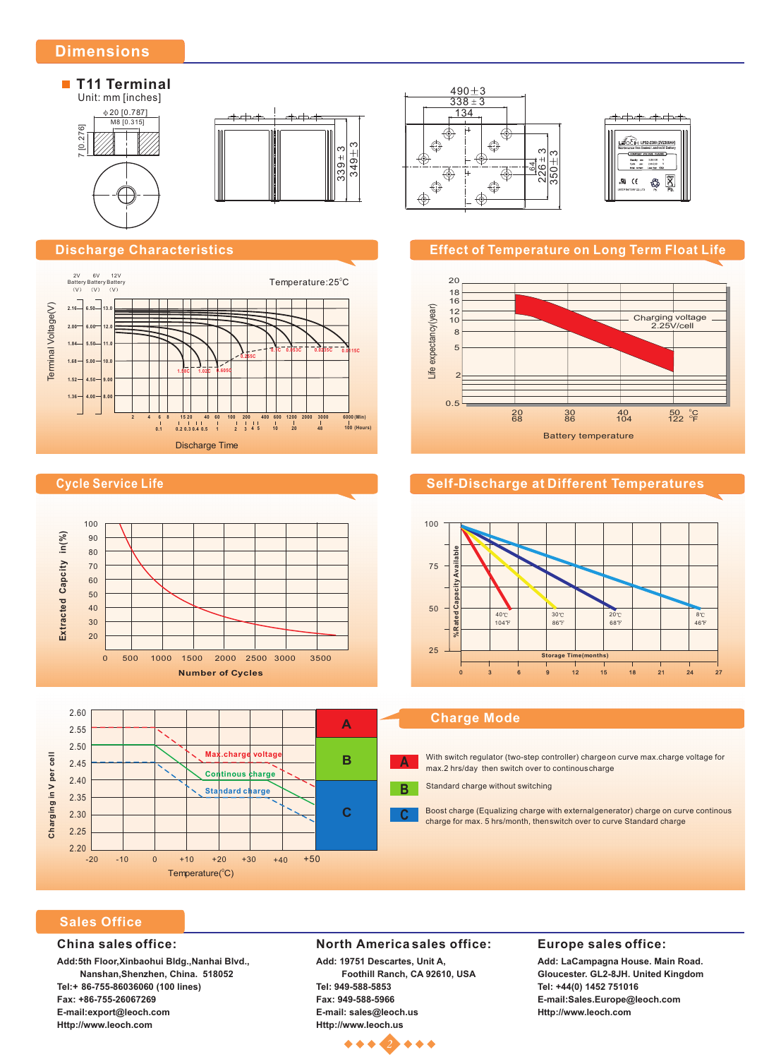## Dimensions

### T11 Terminal

Unit: mm [inches]

ϕ20 [0.787]

M8 [0.315]

7 [0.276]

339±3

349±3

490±3

338±3

134

64

226±3

350±3

## Discharge Characteristics

2V Battery (V)   6V Battery (V)   12V Battery (V)

Temperature:25°C

Terminal Voltage(V)

2.16 6.50 13.0

2.00 6.00 12.0

1.84 5.50 11.0

1.68 5.00 10.0

1.52 4.50 9.00

1.36 4.00 8.00

1.38C 1.02C 0.605C 0.285C 0.1C 0.053C 0.0235C 0.0115C

2 4 6 8 15 20 40 60 100 200 400 600 1200 2000 3000 6000 (Min)

0.1 0.2 0.3 0.4 0.5 1 2 3 4 5 10 20 48 100 (Hours)

Discharge Time

## Effect of Temperature on Long Term Float Life

Life expectancy(year)

20 18 16 12 10 8 5 2 0.5

Charging voltage 2.25V/cell

20 30 40 50 °C

68 86 104 122 °F

Battery temperature

## Cycle Service Life

Extracted Capcity in(%)

100 90 80 70 60 50 40 30 20

0 500 1000 1500 2000 2500 3000 3500

Number of Cycles

## Self-Discharge at Different Temperatures

%Rated Capacity Available

100 75 50 25

40℃ 104℉

30℃ 86℉

20℃ 68℉

8℃ 46℉

Storage Time(months)

0 3 6 9 12 15 18 21 24 27

Charging in V per cell

2.60 2.55 2.50 2.45 2.40 2.35 2.30 2.25 2.20

-20 -10 0 +10 +20 +30 +40 +50

Temperature(°C)

Max.charge voltage

Continous charge

Standard charge

A

B

C

## Charge Mode

**A** With switch regulator (two-step controller) chargeon curve max.charge voltage for max.2 hrs/day then switch over to continouscharge

**B** Standard charge without switching

**C** Boost charge (Equalizing charge with externalgenerator) charge on curve continous charge for max. 5 hrs/month, thenswitch over to curve Standard charge

## Sales Office

### China sales office:

**Add:5th Floor,Xinbaohui Bldg.,Nanhai Blvd.,**
**Nanshan,Shenzhen, China. 518052**
**Tel:+ 86-755-86036060 (100 lines)**
**Fax: +86-755-26067269**
**E-mail:export@leoch.com**
**Http://www.leoch.com**

### North America sales office:

**Add: 19751 Descartes, Unit A,**
**Foothill Ranch, CA 92610, USA**
**Tel: 949-588-5853**
**Fax: 949-588-5966**
**E-mail: sales@leoch.us**
**Http://www.leoch.us**

### Europe sales office:

**Add: LaCampagna House. Main Road.**
**Gloucester. GL2-8JH. United Kingdom**
**Tel: +44(0) 1452 751016**
**E-mail:Sales.Europe@leoch.com**
**Http://www.leoch.com**